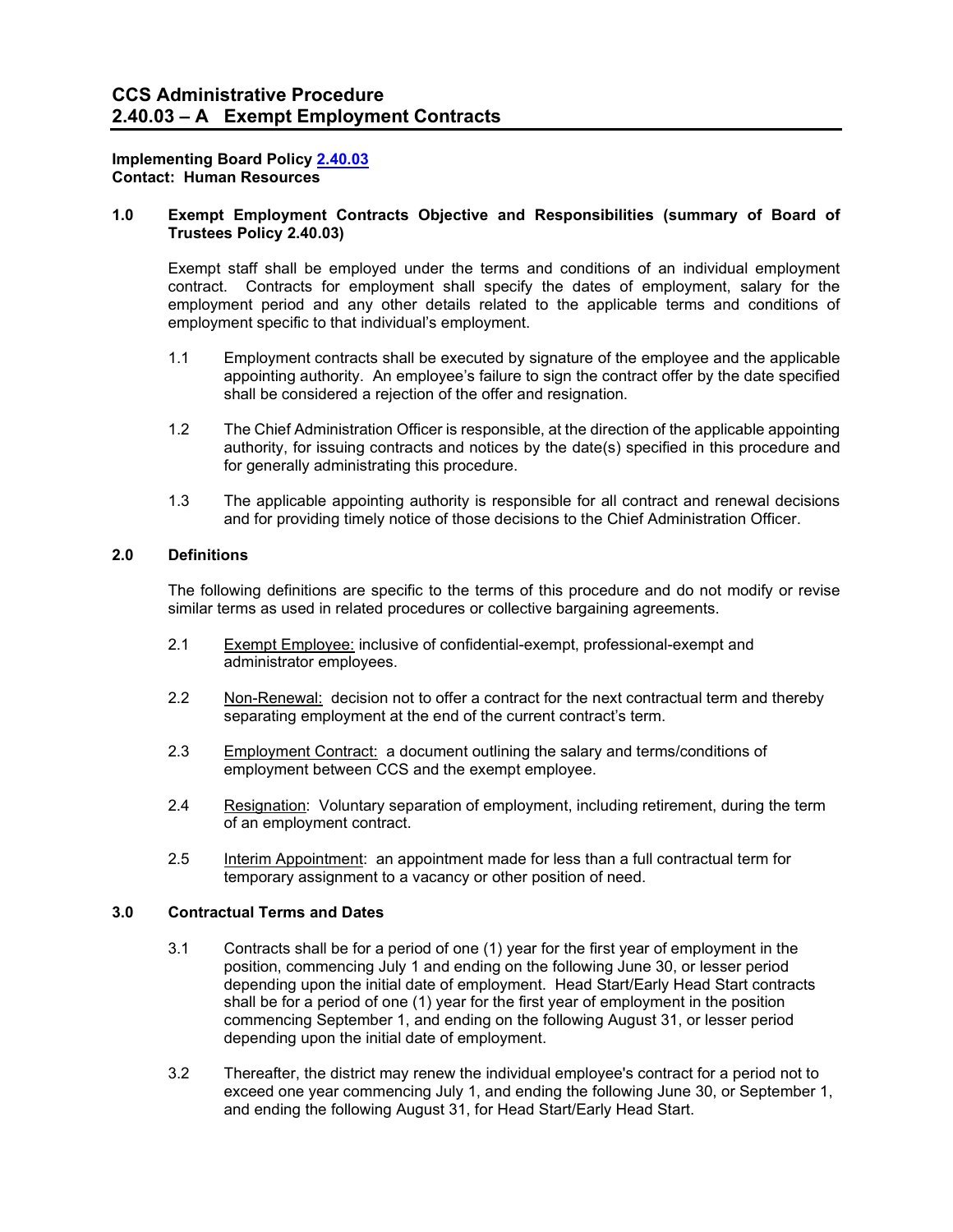# CCS Administrative Procedure
# 2.40.03 – A Exempt Employment Contracts

**Implementing Board Policy [2.40.03]**
**Contact: Human Resources**

## 1.0 Exempt Employment Contracts Objective and Responsibilities (summary of Board of Trustees Policy 2.40.03)

Exempt staff shall be employed under the terms and conditions of an individual employment contract. Contracts for employment shall specify the dates of employment, salary for the employment period and any other details related to the applicable terms and conditions of employment specific to that individual's employment.

1.1 Employment contracts shall be executed by signature of the employee and the applicable appointing authority. An employee's failure to sign the contract offer by the date specified shall be considered a rejection of the offer and resignation.

1.2 The Chief Administration Officer is responsible, at the direction of the applicable appointing authority, for issuing contracts and notices by the date(s) specified in this procedure and for generally administrating this procedure.

1.3 The applicable appointing authority is responsible for all contract and renewal decisions and for providing timely notice of those decisions to the Chief Administration Officer.

## 2.0 Definitions

The following definitions are specific to the terms of this procedure and do not modify or revise similar terms as used in related procedures or collective bargaining agreements.

2.1 Exempt Employee: inclusive of confidential-exempt, professional-exempt and administrator employees.

2.2 Non-Renewal: decision not to offer a contract for the next contractual term and thereby separating employment at the end of the current contract's term.

2.3 Employment Contract: a document outlining the salary and terms/conditions of employment between CCS and the exempt employee.

2.4 Resignation: Voluntary separation of employment, including retirement, during the term of an employment contract.

2.5 Interim Appointment: an appointment made for less than a full contractual term for temporary assignment to a vacancy or other position of need.

## 3.0 Contractual Terms and Dates

3.1 Contracts shall be for a period of one (1) year for the first year of employment in the position, commencing July 1 and ending on the following June 30, or lesser period depending upon the initial date of employment. Head Start/Early Head Start contracts shall be for a period of one (1) year for the first year of employment in the position commencing September 1, and ending on the following August 31, or lesser period depending upon the initial date of employment.

3.2 Thereafter, the district may renew the individual employee's contract for a period not to exceed one year commencing July 1, and ending the following June 30, or September 1, and ending the following August 31, for Head Start/Early Head Start.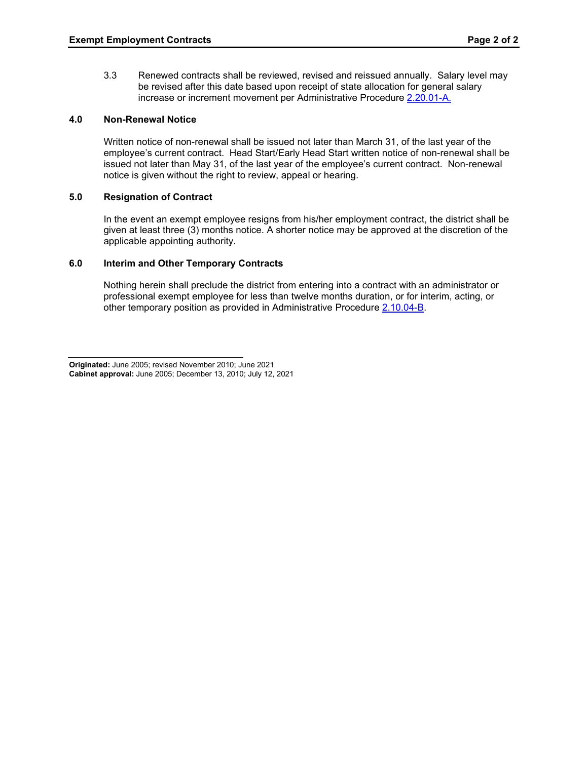3.3 Renewed contracts shall be reviewed, revised and reissued annually. Salary level may be revised after this date based upon receipt of state allocation for general salary increase or increment movement per Administrative Procedure 2.20.01-A.

## 4.0 Non-Renewal Notice

Written notice of non-renewal shall be issued not later than March 31, of the last year of the employee's current contract. Head Start/Early Head Start written notice of non-renewal shall be issued not later than May 31, of the last year of the employee's current contract. Non-renewal notice is given without the right to review, appeal or hearing.

## 5.0 Resignation of Contract

In the event an exempt employee resigns from his/her employment contract, the district shall be given at least three (3) months notice. A shorter notice may be approved at the discretion of the applicable appointing authority.

## 6.0 Interim and Other Temporary Contracts

Nothing herein shall preclude the district from entering into a contract with an administrator or professional exempt employee for less than twelve months duration, or for interim, acting, or other temporary position as provided in Administrative Procedure 2.10.04-B.

---

**Originated:** June 2005; revised November 2010; June 2021
**Cabinet approval:** June 2005; December 13, 2010; July 12, 2021